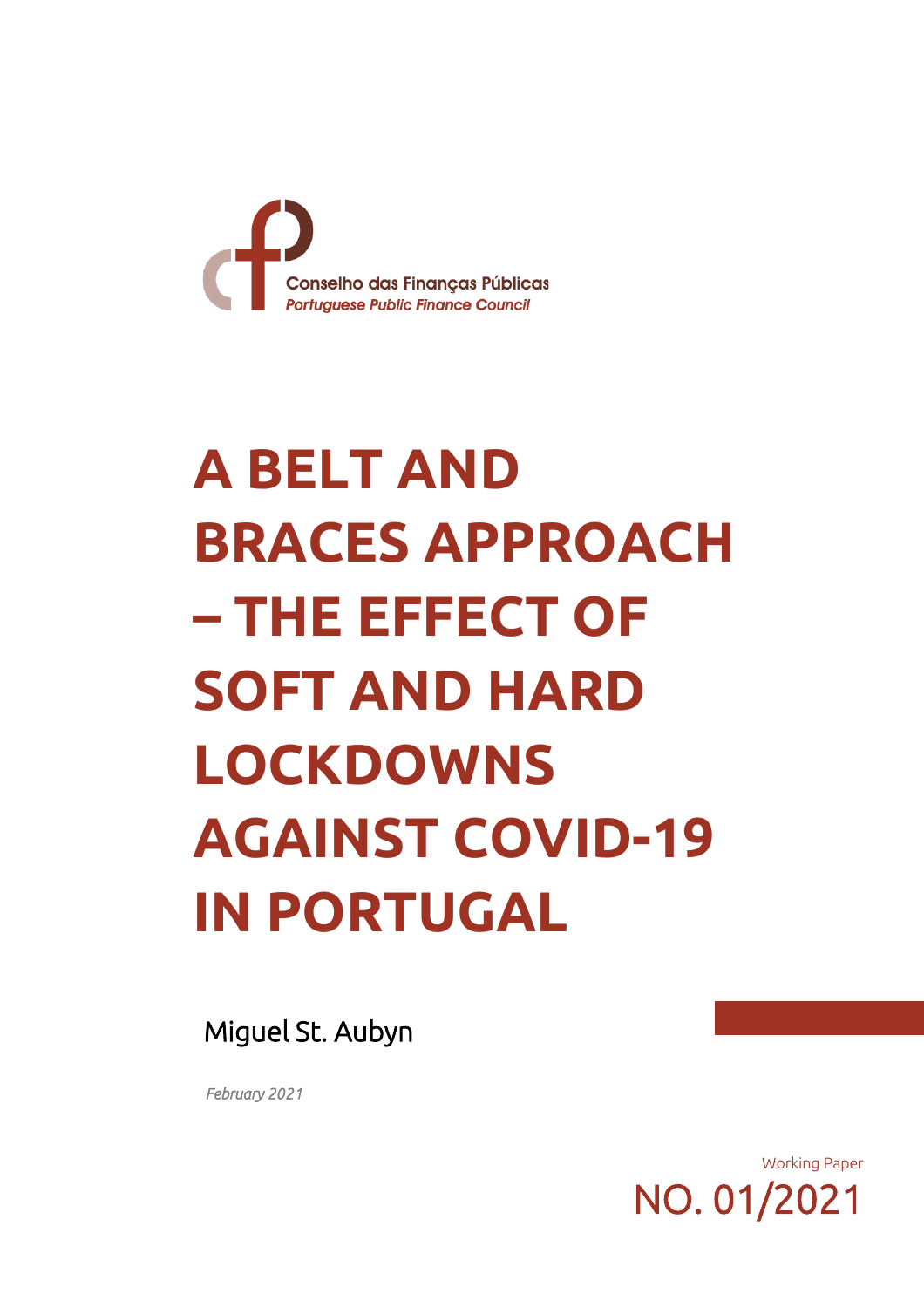Conselho das Finanças Públicas
*Portuguese Public Finance Council*

# A BELT AND BRACES APPROACH – THE EFFECT OF SOFT AND HARD LOCKDOWNS AGAINST COVID-19 IN PORTUGAL

Miguel St. Aubyn

*February 2021*

Working Paper
NO. 01/2021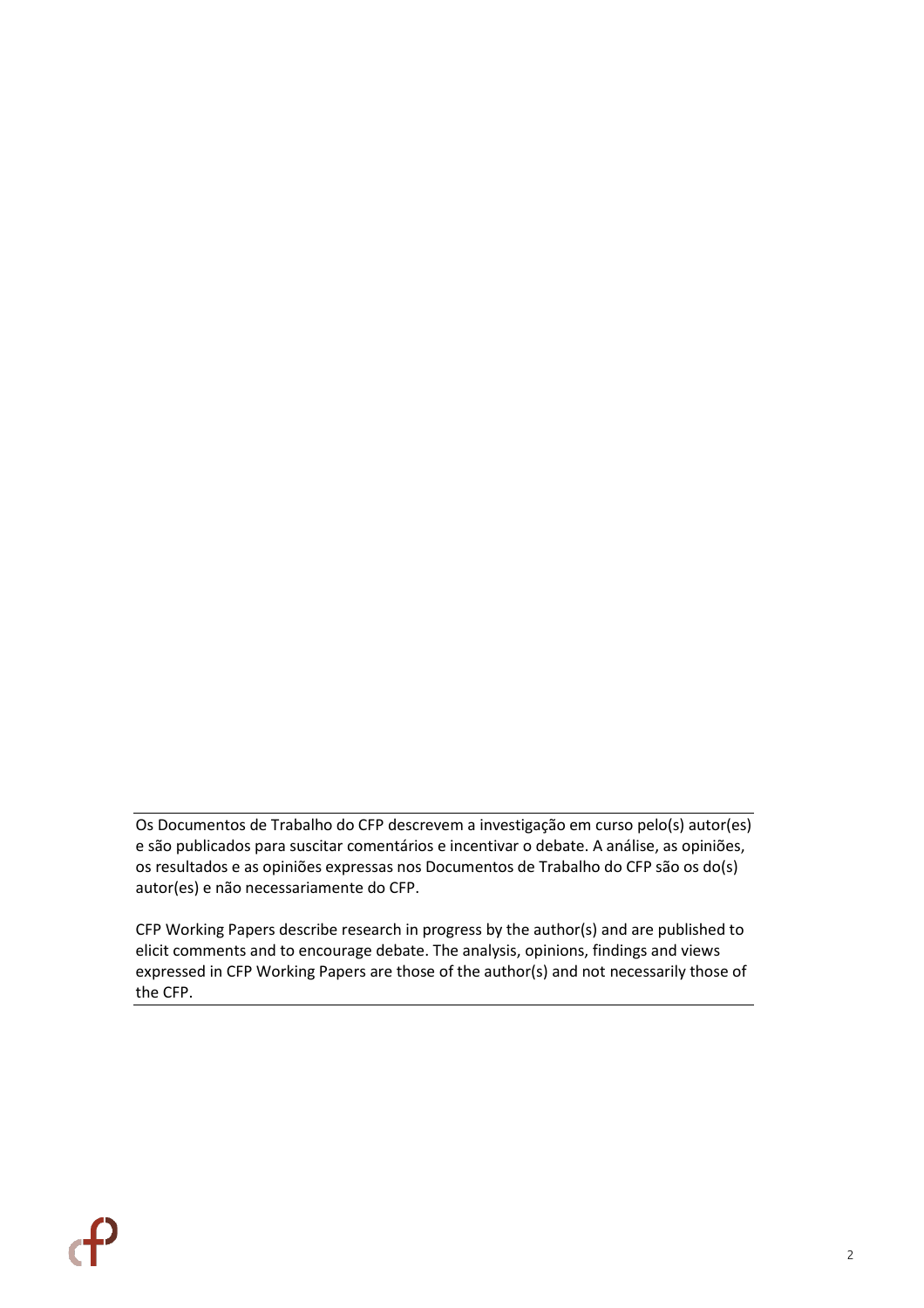Os Documentos de Trabalho do CFP descrevem a investigação em curso pelo(s) autor(es) e são publicados para suscitar comentários e incentivar o debate. A análise, as opiniões, os resultados e as opiniões expressas nos Documentos de Trabalho do CFP são os do(s) autor(es) e não necessariamente do CFP.

CFP Working Papers describe research in progress by the author(s) and are published to elicit comments and to encourage debate. The analysis, opinions, findings and views expressed in CFP Working Papers are those of the author(s) and not necessarily those of the CFP.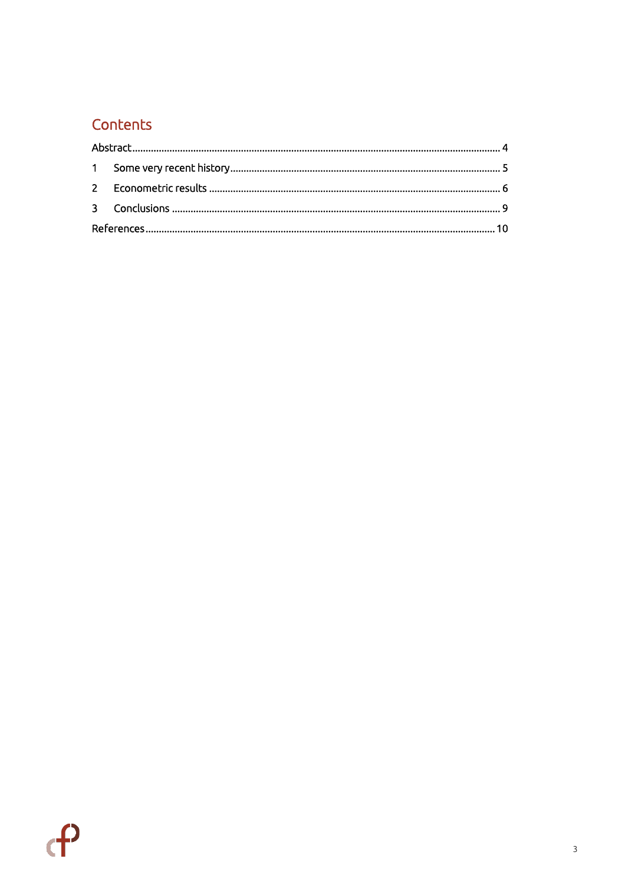## Contents

Abstract ........................................................................................................................................ 4

1 Some very recent history ..................................................................................................... 5

2 Econometric results ............................................................................................................. 6

3 Conclusions .......................................................................................................................... 9

References .................................................................................................................................. 10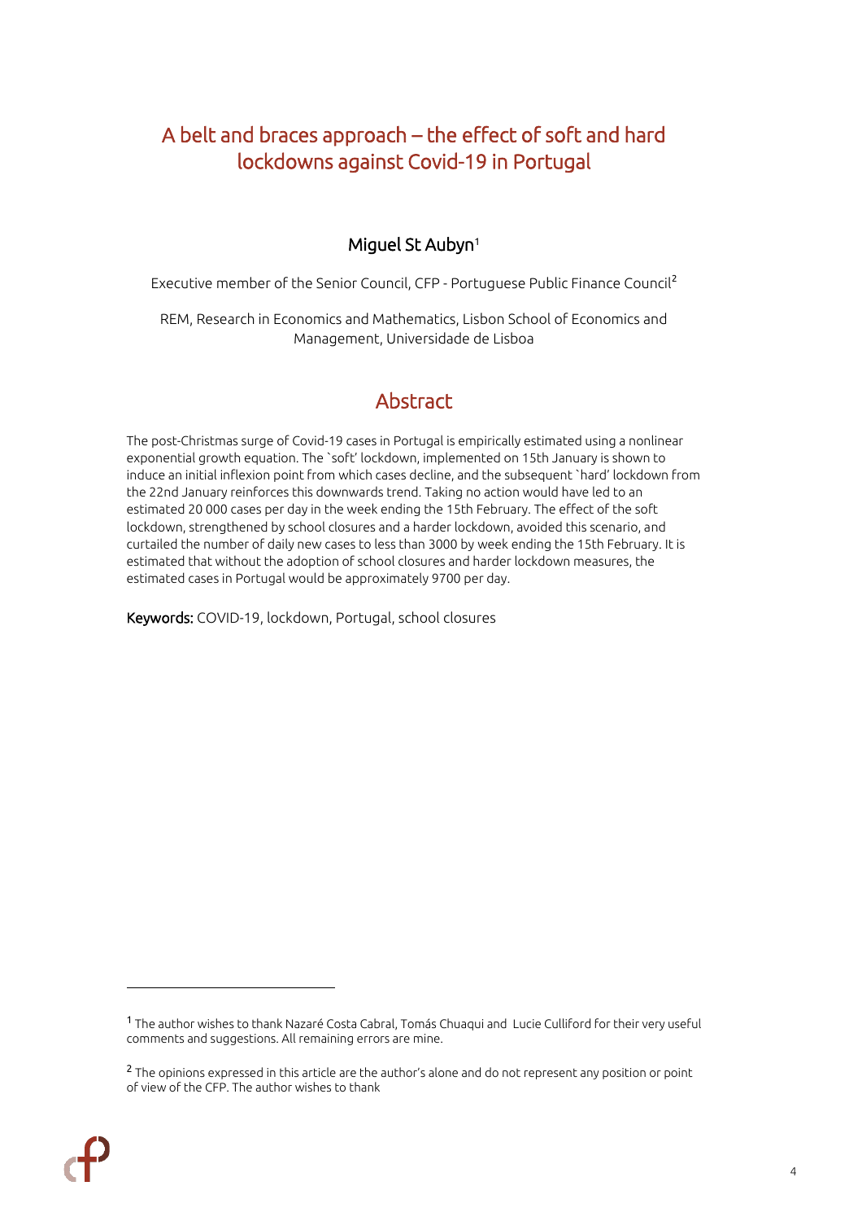# A belt and braces approach – the effect of soft and hard lockdowns against Covid-19 in Portugal

**Miguel St Aubyn**[1]

Executive member of the Senior Council, CFP - Portuguese Public Finance Council[2]

REM, Research in Economics and Mathematics, Lisbon School of Economics and Management, Universidade de Lisboa

## Abstract

The post-Christmas surge of Covid-19 cases in Portugal is empirically estimated using a nonlinear exponential growth equation. The `soft' lockdown, implemented on 15th January is shown to induce an initial inflexion point from which cases decline, and the subsequent `hard' lockdown from the 22nd January reinforces this downwards trend. Taking no action would have led to an estimated 20 000 cases per day in the week ending the 15th February. The effect of the soft lockdown, strengthened by school closures and a harder lockdown, avoided this scenario, and curtailed the number of daily new cases to less than 3000 by week ending the 15th February. It is estimated that without the adoption of school closures and harder lockdown measures, the estimated cases in Portugal would be approximately 9700 per day.

**Keywords:** COVID-19, lockdown, Portugal, school closures

---

[1] The author wishes to thank Nazaré Costa Cabral, Tomás Chuaqui and Lucie Culliford for their very useful comments and suggestions. All remaining errors are mine.

[2] The opinions expressed in this article are the author's alone and do not represent any position or point of view of the CFP. The author wishes to thank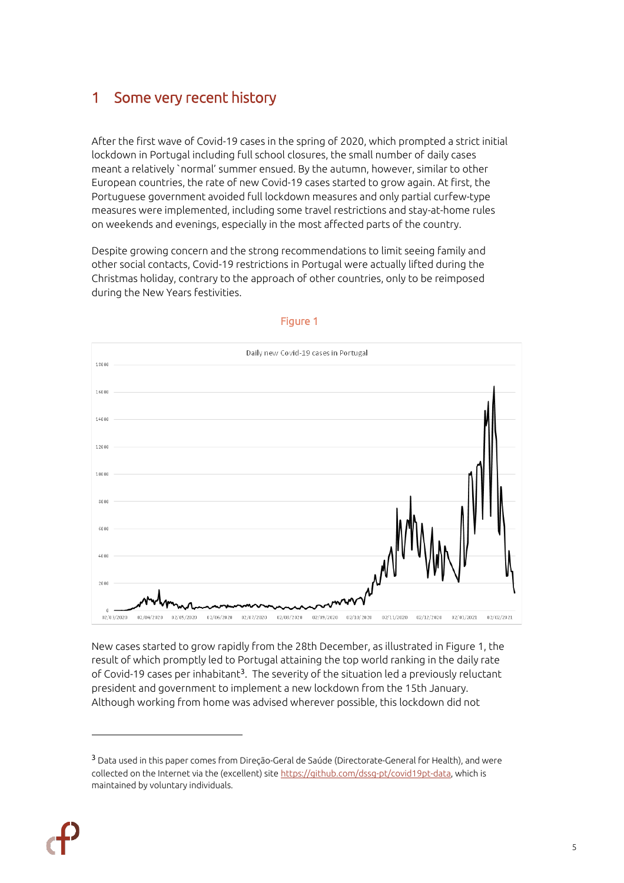# 1 Some very recent history

After the first wave of Covid-19 cases in the spring of 2020, which prompted a strict initial lockdown in Portugal including full school closures, the small number of daily cases meant a relatively `normal' summer ensued. By the autumn, however, similar to other European countries, the rate of new Covid-19 cases started to grow again. At first, the Portuguese government avoided full lockdown measures and only partial curfew-type measures were implemented, including some travel restrictions and stay-at-home rules on weekends and evenings, especially in the most affected parts of the country.

Despite growing concern and the strong recommendations to limit seeing family and other social contacts, Covid-19 restrictions in Portugal were actually lifted during the Christmas holiday, contrary to the approach of other countries, only to be reimposed during the New Years festivities.

Figure 1

New cases started to grow rapidly from the 28th December, as illustrated in Figure 1, the result of which promptly led to Portugal attaining the top world ranking in the daily rate of Covid-19 cases per inhabitant[3]. The severity of the situation led a previously reluctant president and government to implement a new lockdown from the 15th January. Although working from home was advised wherever possible, this lockdown did not

[3] Data used in this paper comes from Direção-Geral de Saúde (Directorate-General for Health), and were collected on the Internet via the (excellent) site https://github.com/dssg-pt/covid19pt-data, which is maintained by voluntary individuals.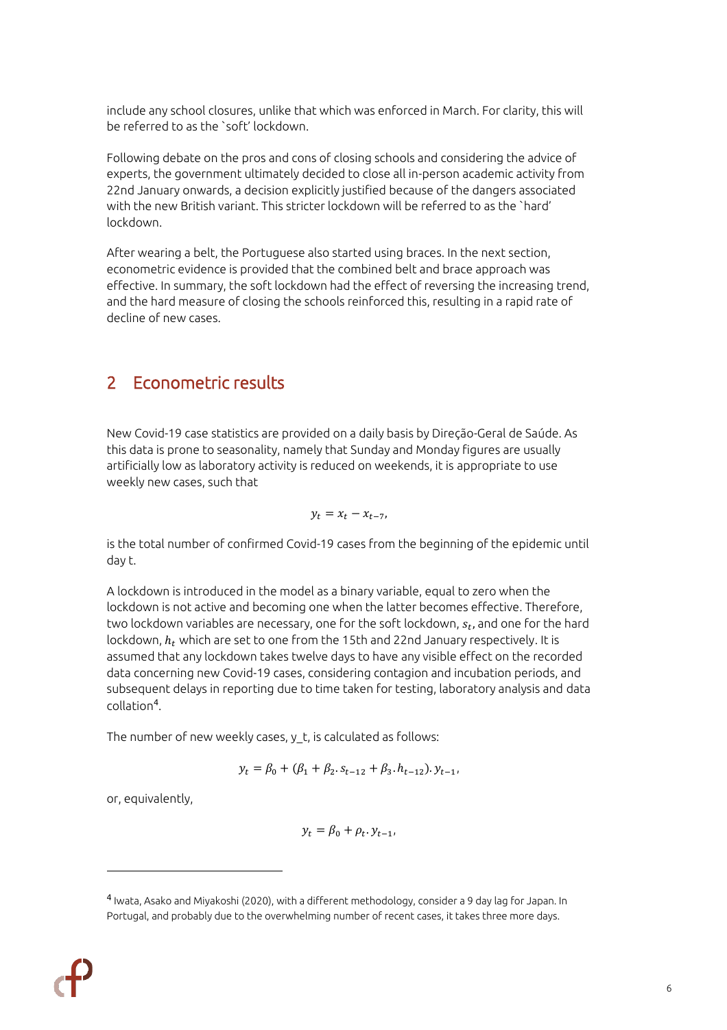include any school closures, unlike that which was enforced in March. For clarity, this will be referred to as the `soft' lockdown.

Following debate on the pros and cons of closing schools and considering the advice of experts, the government ultimately decided to close all in-person academic activity from 22nd January onwards, a decision explicitly justified because of the dangers associated with the new British variant. This stricter lockdown will be referred to as the `hard' lockdown.

After wearing a belt, the Portuguese also started using braces. In the next section, econometric evidence is provided that the combined belt and brace approach was effective. In summary, the soft lockdown had the effect of reversing the increasing trend, and the hard measure of closing the schools reinforced this, resulting in a rapid rate of decline of new cases.

## 2 Econometric results

New Covid-19 case statistics are provided on a daily basis by Direção-Geral de Saúde. As this data is prone to seasonality, namely that Sunday and Monday figures are usually artificially low as laboratory activity is reduced on weekends, it is appropriate to use weekly new cases, such that

$$y_t = x_t - x_{t-7},$$

is the total number of confirmed Covid-19 cases from the beginning of the epidemic until day t.

A lockdown is introduced in the model as a binary variable, equal to zero when the lockdown is not active and becoming one when the latter becomes effective. Therefore, two lockdown variables are necessary, one for the soft lockdown, $s_t$, and one for the hard lockdown, $h_t$ which are set to one from the 15th and 22nd January respectively. It is assumed that any lockdown takes twelve days to have any visible effect on the recorded data concerning new Covid-19 cases, considering contagion and incubation periods, and subsequent delays in reporting due to time taken for testing, laboratory analysis and data collation[4].

The number of new weekly cases, y_t, is calculated as follows:

$$y_t = \beta_0 + (\beta_1 + \beta_2 . s_{t-12} + \beta_3 . h_{t-12}) . y_{t-1},$$

or, equivalently,

$$y_t = \beta_0 + \rho_t . y_{t-1},$$

[4] Iwata, Asako and Miyakoshi (2020), with a different methodology, consider a 9 day lag for Japan. In Portugal, and probably due to the overwhelming number of recent cases, it takes three more days.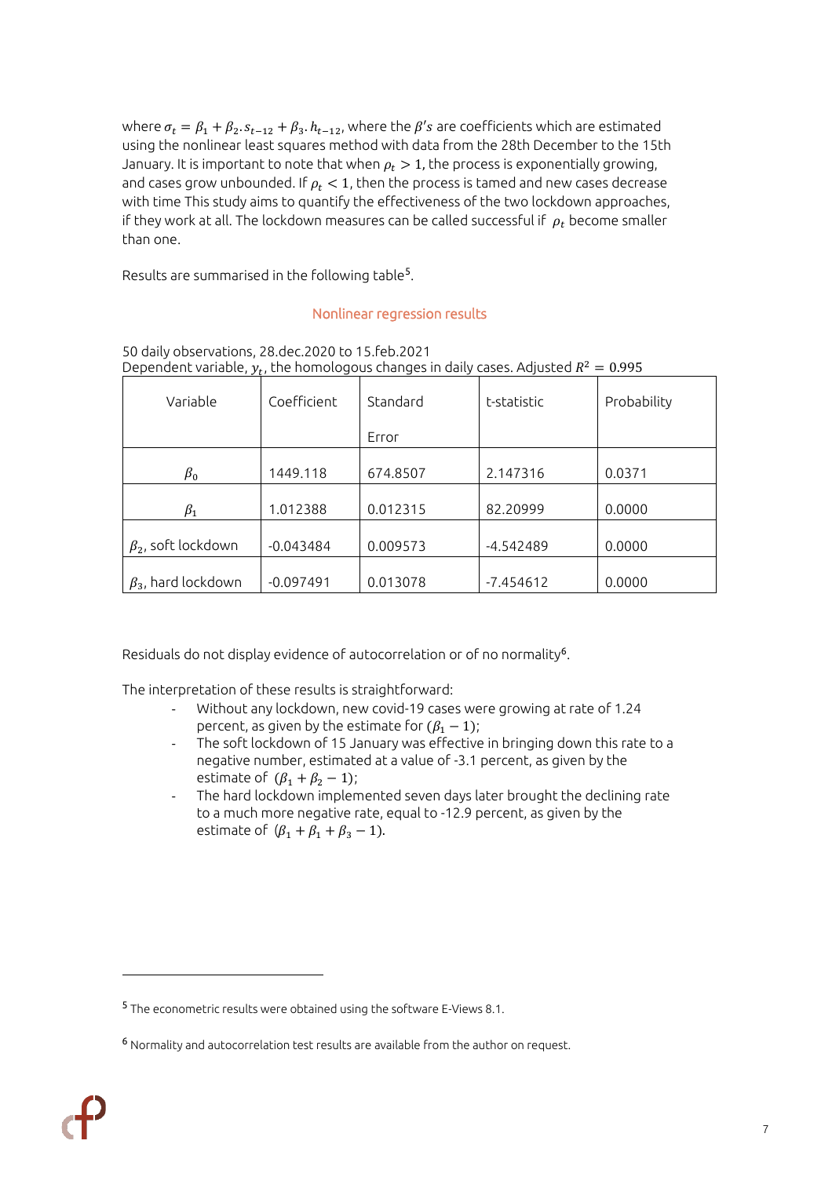where $\sigma_t = \beta_1 + \beta_2 . s_{t-12} + \beta_3 . h_{t-12}$, where the $\beta's$ are coefficients which are estimated using the nonlinear least squares method with data from the 28th December to the 15th January. It is important to note that when $\rho_t > 1$, the process is exponentially growing, and cases grow unbounded. If $\rho_t < 1$, then the process is tamed and new cases decrease with time This study aims to quantify the effectiveness of the two lockdown approaches, if they work at all. The lockdown measures can be called successful if $\rho_t$ become smaller than one.

Results are summarised in the following table[5].

## Nonlinear regression results

50 daily observations, 28.dec.2020 to 15.feb.2021
Dependent variable, $y_t$, the homologous changes in daily cases. Adjusted $R^2 = 0.995$

| Variable | Coefficient | Standard Error | t-statistic | Probability |
|---|---|---|---|---|
| $\beta_0$ | 1449.118 | 674.8507 | 2.147316 | 0.0371 |
| $\beta_1$ | 1.012388 | 0.012315 | 82.20999 | 0.0000 |
| $\beta_2$, soft lockdown | -0.043484 | 0.009573 | -4.542489 | 0.0000 |
| $\beta_3$, hard lockdown | -0.097491 | 0.013078 | -7.454612 | 0.0000 |

Residuals do not display evidence of autocorrelation or of no normality[6].

The interpretation of these results is straightforward:

- Without any lockdown, new covid-19 cases were growing at rate of 1.24 percent, as given by the estimate for $(\beta_1 - 1)$;
- The soft lockdown of 15 January was effective in bringing down this rate to a negative number, estimated at a value of -3.1 percent, as given by the estimate of $(\beta_1 + \beta_2 - 1)$;
- The hard lockdown implemented seven days later brought the declining rate to a much more negative rate, equal to -12.9 percent, as given by the estimate of $(\beta_1 + \beta_1 + \beta_3 - 1)$.

[5] The econometric results were obtained using the software E-Views 8.1.

[6] Normality and autocorrelation test results are available from the author on request.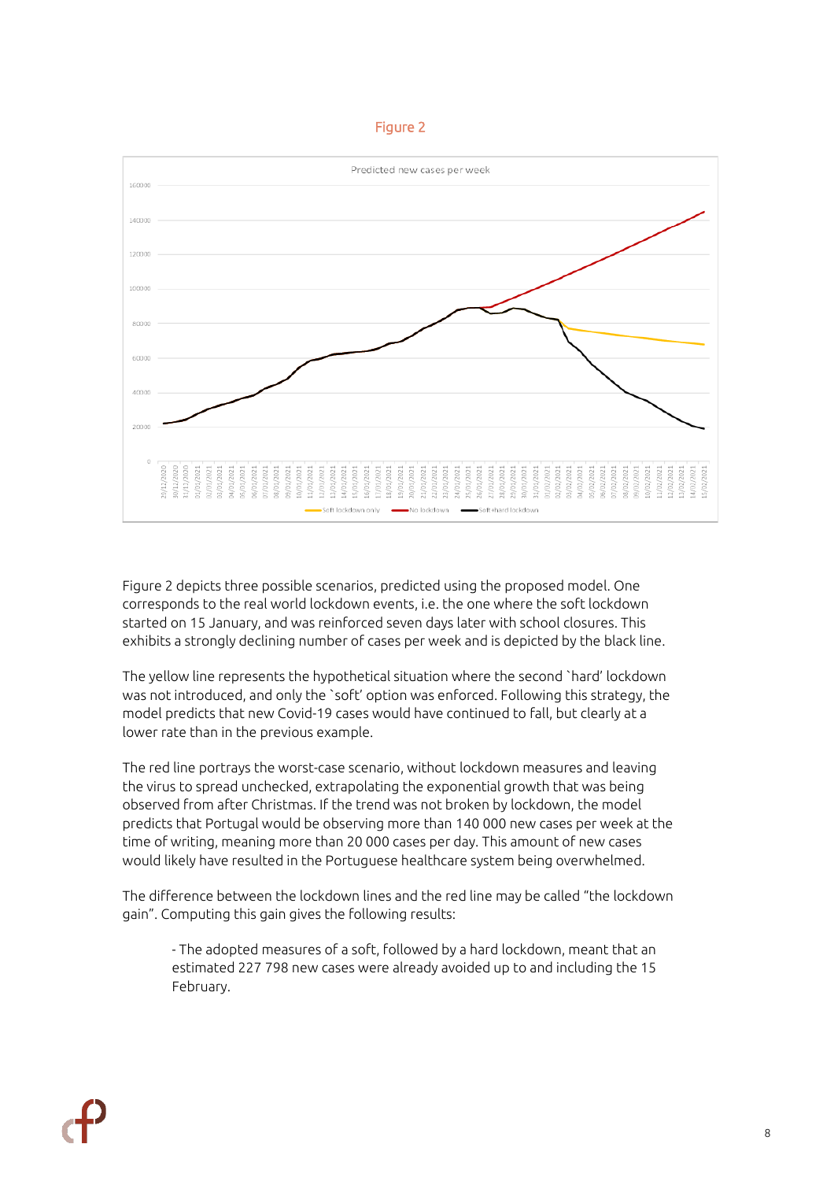Figure 2

Figure 2 depicts three possible scenarios, predicted using the proposed model. One corresponds to the real world lockdown events, i.e. the one where the soft lockdown started on 15 January, and was reinforced seven days later with school closures. This exhibits a strongly declining number of cases per week and is depicted by the black line.

The yellow line represents the hypothetical situation where the second `hard' lockdown was not introduced, and only the `soft' option was enforced. Following this strategy, the model predicts that new Covid-19 cases would have continued to fall, but clearly at a lower rate than in the previous example.

The red line portrays the worst-case scenario, without lockdown measures and leaving the virus to spread unchecked, extrapolating the exponential growth that was being observed from after Christmas. If the trend was not broken by lockdown, the model predicts that Portugal would be observing more than 140 000 new cases per week at the time of writing, meaning more than 20 000 cases per day. This amount of new cases would likely have resulted in the Portuguese healthcare system being overwhelmed.

The difference between the lockdown lines and the red line may be called "the lockdown gain". Computing this gain gives the following results:

- The adopted measures of a soft, followed by a hard lockdown, meant that an estimated 227 798 new cases were already avoided up to and including the 15 February.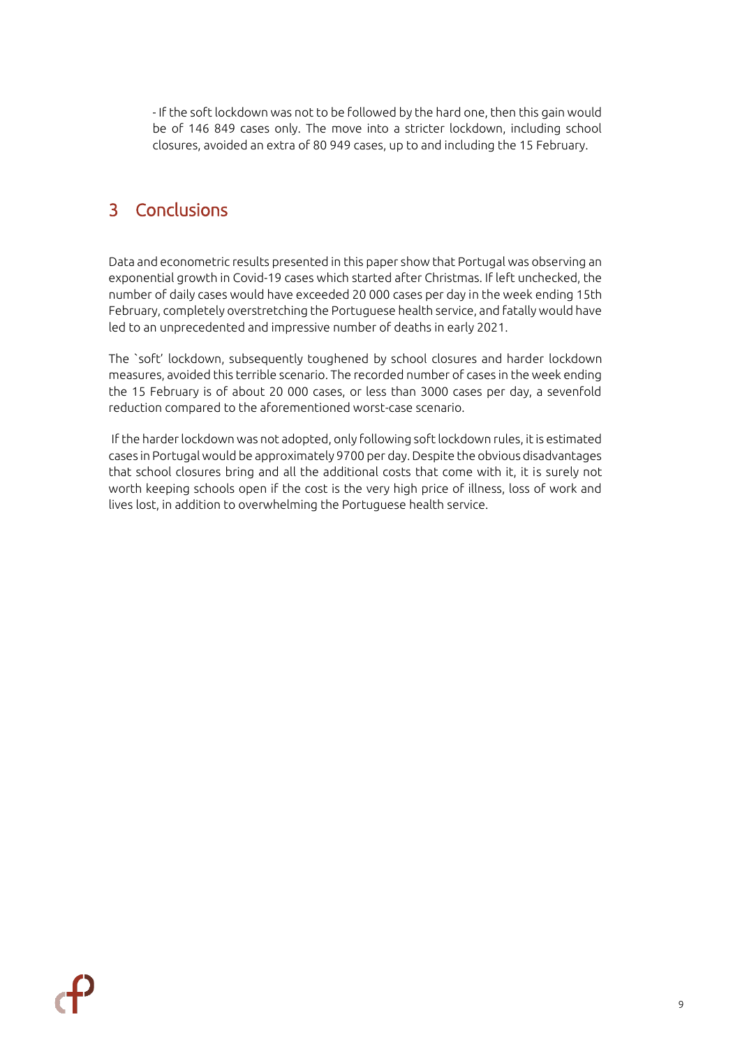- If the soft lockdown was not to be followed by the hard one, then this gain would be of 146 849 cases only. The move into a stricter lockdown, including school closures, avoided an extra of 80 949 cases, up to and including the 15 February.

## 3 Conclusions

Data and econometric results presented in this paper show that Portugal was observing an exponential growth in Covid-19 cases which started after Christmas. If left unchecked, the number of daily cases would have exceeded 20 000 cases per day in the week ending 15th February, completely overstretching the Portuguese health service, and fatally would have led to an unprecedented and impressive number of deaths in early 2021.

The `soft' lockdown, subsequently toughened by school closures and harder lockdown measures, avoided this terrible scenario. The recorded number of cases in the week ending the 15 February is of about 20 000 cases, or less than 3000 cases per day, a sevenfold reduction compared to the aforementioned worst-case scenario.

If the harder lockdown was not adopted, only following soft lockdown rules, it is estimated cases in Portugal would be approximately 9700 per day. Despite the obvious disadvantages that school closures bring and all the additional costs that come with it, it is surely not worth keeping schools open if the cost is the very high price of illness, loss of work and lives lost, in addition to overwhelming the Portuguese health service.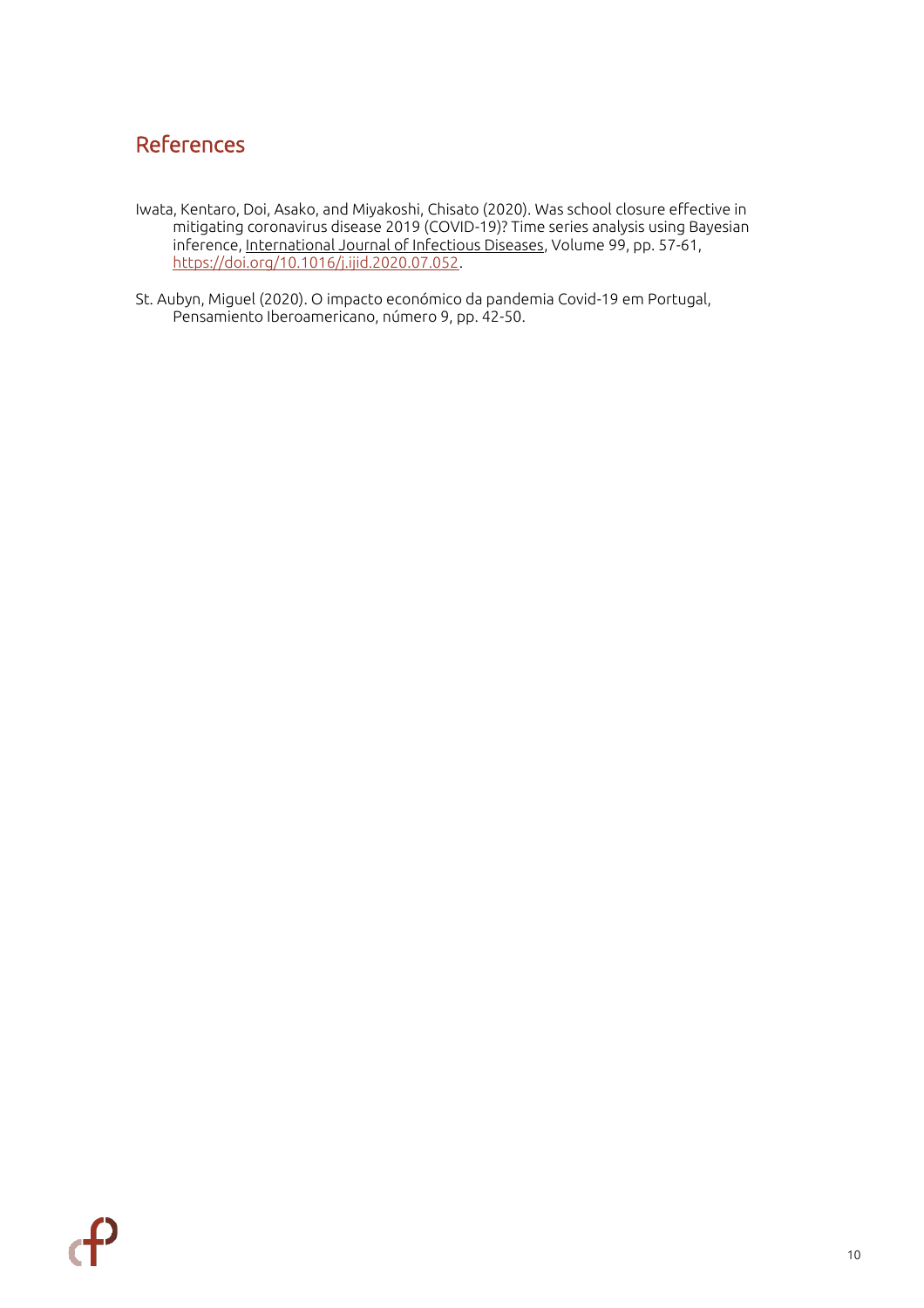## References

Iwata, Kentaro, Doi, Asako, and Miyakoshi, Chisato (2020). Was school closure effective in mitigating coronavirus disease 2019 (COVID-19)? Time series analysis using Bayesian inference, International Journal of Infectious Diseases, Volume 99, pp. 57-61, https://doi.org/10.1016/j.ijid.2020.07.052.

St. Aubyn, Miguel (2020). O impacto económico da pandemia Covid-19 em Portugal, Pensamiento Iberoamericano, número 9, pp. 42-50.